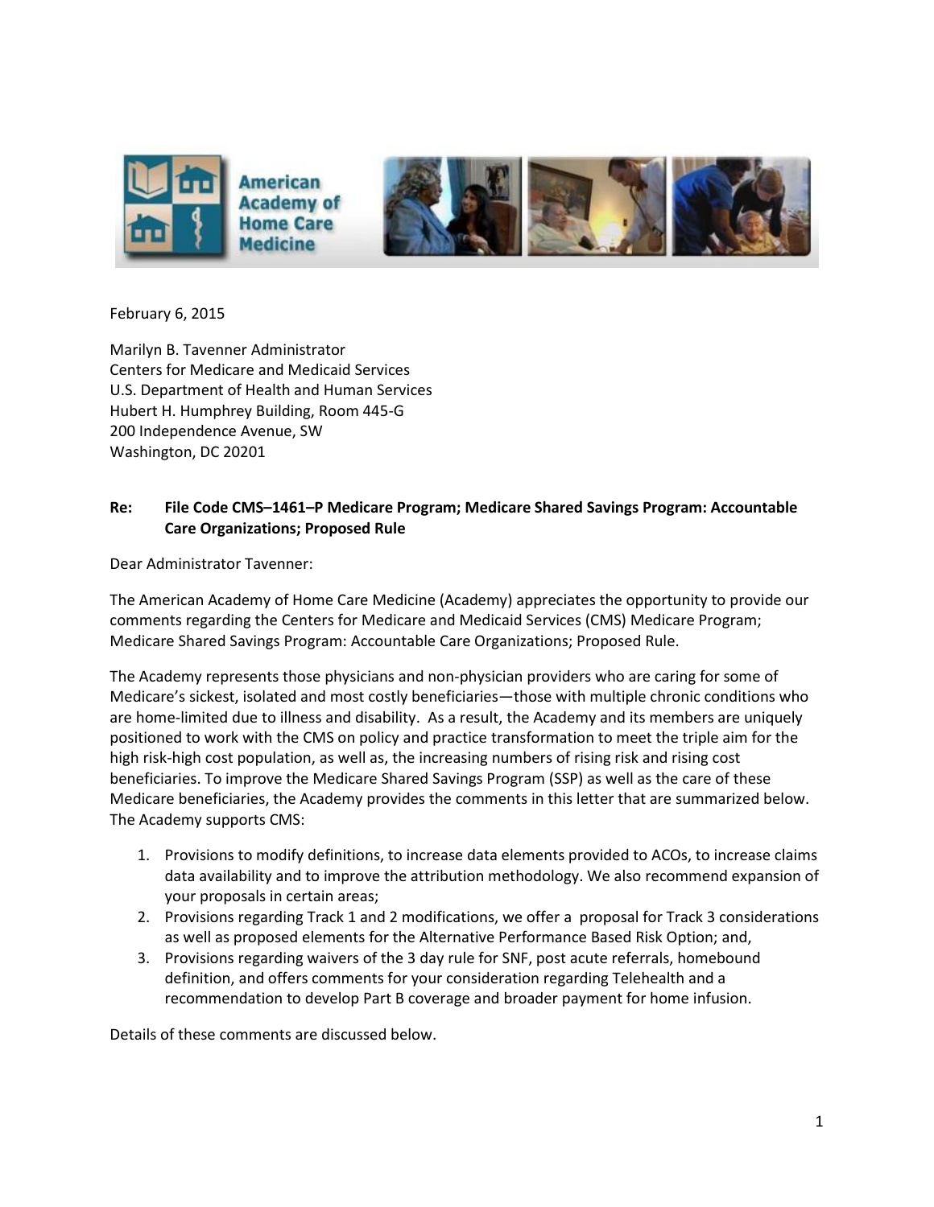American Academy of Home Care Medicine

February 6, 2015

Marilyn B. Tavenner Administrator
Centers for Medicare and Medicaid Services
U.S. Department of Health and Human Services
Hubert H. Humphrey Building, Room 445-G
200 Independence Avenue, SW
Washington, DC 20201

**Re: File Code CMS–1461–P Medicare Program; Medicare Shared Savings Program: Accountable Care Organizations; Proposed Rule**

Dear Administrator Tavenner:

The American Academy of Home Care Medicine (Academy) appreciates the opportunity to provide our comments regarding the Centers for Medicare and Medicaid Services (CMS) Medicare Program; Medicare Shared Savings Program: Accountable Care Organizations; Proposed Rule.

The Academy represents those physicians and non-physician providers who are caring for some of Medicare's sickest, isolated and most costly beneficiaries—those with multiple chronic conditions who are home-limited due to illness and disability. As a result, the Academy and its members are uniquely positioned to work with the CMS on policy and practice transformation to meet the triple aim for the high risk-high cost population, as well as, the increasing numbers of rising risk and rising cost beneficiaries. To improve the Medicare Shared Savings Program (SSP) as well as the care of these Medicare beneficiaries, the Academy provides the comments in this letter that are summarized below. The Academy supports CMS:

1. Provisions to modify definitions, to increase data elements provided to ACOs, to increase claims data availability and to improve the attribution methodology. We also recommend expansion of your proposals in certain areas;
2. Provisions regarding Track 1 and 2 modifications, we offer a proposal for Track 3 considerations as well as proposed elements for the Alternative Performance Based Risk Option; and,
3. Provisions regarding waivers of the 3 day rule for SNF, post acute referrals, homebound definition, and offers comments for your consideration regarding Telehealth and a recommendation to develop Part B coverage and broader payment for home infusion.

Details of these comments are discussed below.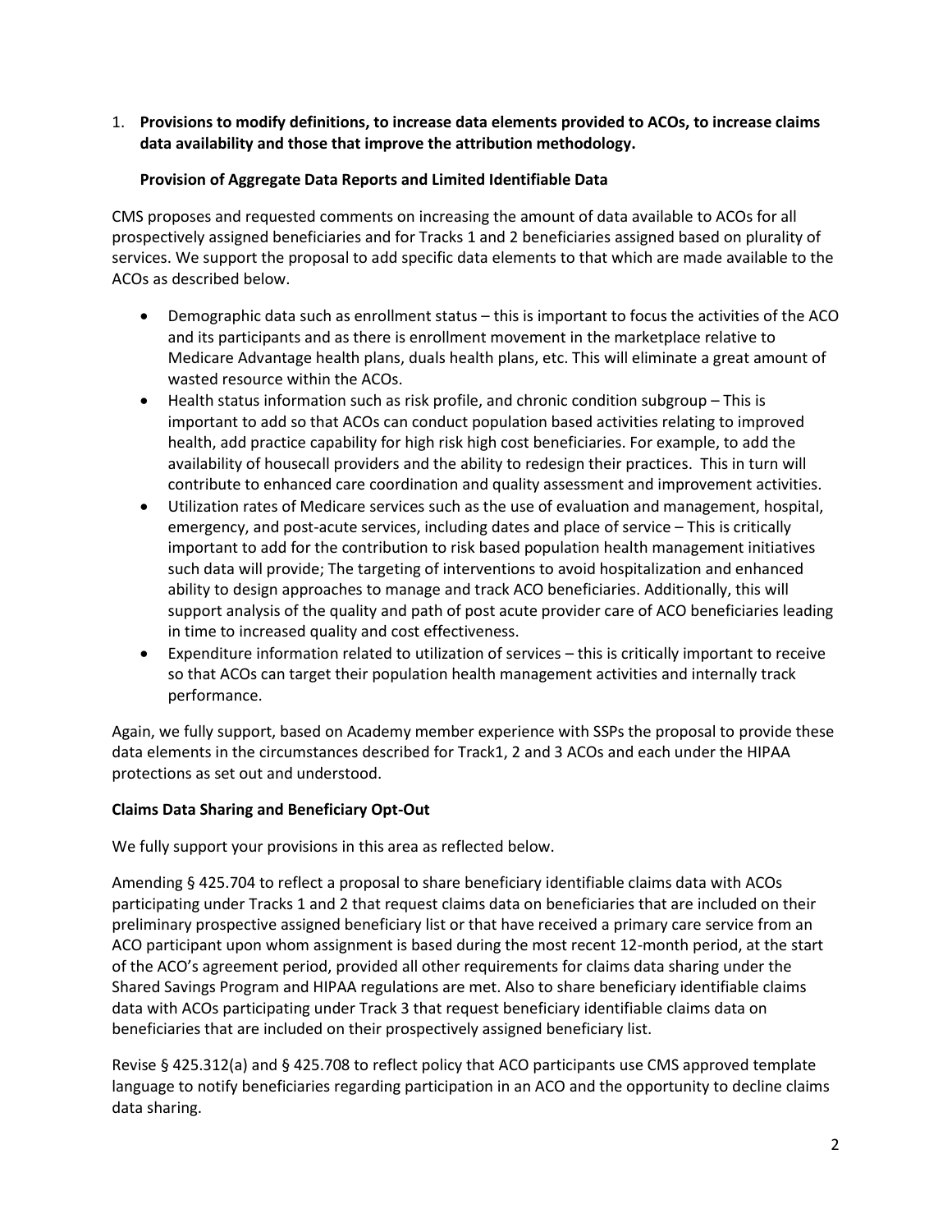1. **Provisions to modify definitions, to increase data elements provided to ACOs, to increase claims data availability and those that improve the attribution methodology.**

**Provision of Aggregate Data Reports and Limited Identifiable Data**

CMS proposes and requested comments on increasing the amount of data available to ACOs for all prospectively assigned beneficiaries and for Tracks 1 and 2 beneficiaries assigned based on plurality of services. We support the proposal to add specific data elements to that which are made available to the ACOs as described below.

- Demographic data such as enrollment status – this is important to focus the activities of the ACO and its participants and as there is enrollment movement in the marketplace relative to Medicare Advantage health plans, duals health plans, etc. This will eliminate a great amount of wasted resource within the ACOs.
- Health status information such as risk profile, and chronic condition subgroup – This is important to add so that ACOs can conduct population based activities relating to improved health, add practice capability for high risk high cost beneficiaries. For example, to add the availability of housecall providers and the ability to redesign their practices. This in turn will contribute to enhanced care coordination and quality assessment and improvement activities.
- Utilization rates of Medicare services such as the use of evaluation and management, hospital, emergency, and post-acute services, including dates and place of service – This is critically important to add for the contribution to risk based population health management initiatives such data will provide; The targeting of interventions to avoid hospitalization and enhanced ability to design approaches to manage and track ACO beneficiaries. Additionally, this will support analysis of the quality and path of post acute provider care of ACO beneficiaries leading in time to increased quality and cost effectiveness.
- Expenditure information related to utilization of services – this is critically important to receive so that ACOs can target their population health management activities and internally track performance.

Again, we fully support, based on Academy member experience with SSPs the proposal to provide these data elements in the circumstances described for Track1, 2 and 3 ACOs and each under the HIPAA protections as set out and understood.

**Claims Data Sharing and Beneficiary Opt-Out**

We fully support your provisions in this area as reflected below.

Amending § 425.704 to reflect a proposal to share beneficiary identifiable claims data with ACOs participating under Tracks 1 and 2 that request claims data on beneficiaries that are included on their preliminary prospective assigned beneficiary list or that have received a primary care service from an ACO participant upon whom assignment is based during the most recent 12-month period, at the start of the ACO's agreement period, provided all other requirements for claims data sharing under the Shared Savings Program and HIPAA regulations are met. Also to share beneficiary identifiable claims data with ACOs participating under Track 3 that request beneficiary identifiable claims data on beneficiaries that are included on their prospectively assigned beneficiary list.

Revise § 425.312(a) and § 425.708 to reflect policy that ACO participants use CMS approved template language to notify beneficiaries regarding participation in an ACO and the opportunity to decline claims data sharing.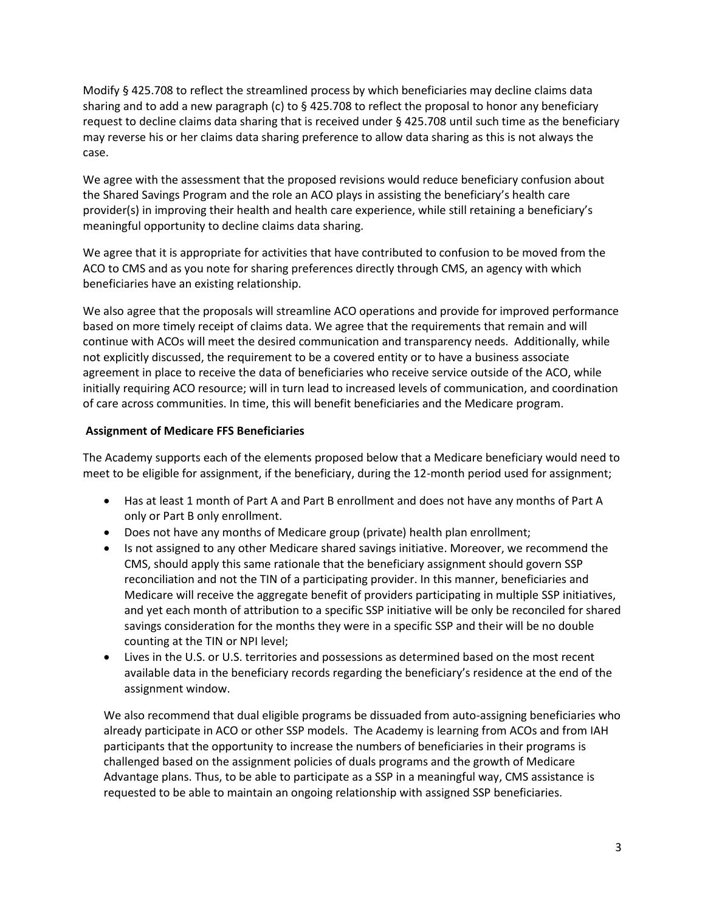Modify § 425.708 to reflect the streamlined process by which beneficiaries may decline claims data sharing and to add a new paragraph (c) to § 425.708 to reflect the proposal to honor any beneficiary request to decline claims data sharing that is received under § 425.708 until such time as the beneficiary may reverse his or her claims data sharing preference to allow data sharing as this is not always the case.

We agree with the assessment that the proposed revisions would reduce beneficiary confusion about the Shared Savings Program and the role an ACO plays in assisting the beneficiary's health care provider(s) in improving their health and health care experience, while still retaining a beneficiary's meaningful opportunity to decline claims data sharing.

We agree that it is appropriate for activities that have contributed to confusion to be moved from the ACO to CMS and as you note for sharing preferences directly through CMS, an agency with which beneficiaries have an existing relationship.

We also agree that the proposals will streamline ACO operations and provide for improved performance based on more timely receipt of claims data. We agree that the requirements that remain and will continue with ACOs will meet the desired communication and transparency needs. Additionally, while not explicitly discussed, the requirement to be a covered entity or to have a business associate agreement in place to receive the data of beneficiaries who receive service outside of the ACO, while initially requiring ACO resource; will in turn lead to increased levels of communication, and coordination of care across communities. In time, this will benefit beneficiaries and the Medicare program.

**Assignment of Medicare FFS Beneficiaries**

The Academy supports each of the elements proposed below that a Medicare beneficiary would need to meet to be eligible for assignment, if the beneficiary, during the 12-month period used for assignment;

- Has at least 1 month of Part A and Part B enrollment and does not have any months of Part A only or Part B only enrollment.
- Does not have any months of Medicare group (private) health plan enrollment;
- Is not assigned to any other Medicare shared savings initiative. Moreover, we recommend the CMS, should apply this same rationale that the beneficiary assignment should govern SSP reconciliation and not the TIN of a participating provider. In this manner, beneficiaries and Medicare will receive the aggregate benefit of providers participating in multiple SSP initiatives, and yet each month of attribution to a specific SSP initiative will be only be reconciled for shared savings consideration for the months they were in a specific SSP and their will be no double counting at the TIN or NPI level;
- Lives in the U.S. or U.S. territories and possessions as determined based on the most recent available data in the beneficiary records regarding the beneficiary's residence at the end of the assignment window.

We also recommend that dual eligible programs be dissuaded from auto-assigning beneficiaries who already participate in ACO or other SSP models. The Academy is learning from ACOs and from IAH participants that the opportunity to increase the numbers of beneficiaries in their programs is challenged based on the assignment policies of duals programs and the growth of Medicare Advantage plans. Thus, to be able to participate as a SSP in a meaningful way, CMS assistance is requested to be able to maintain an ongoing relationship with assigned SSP beneficiaries.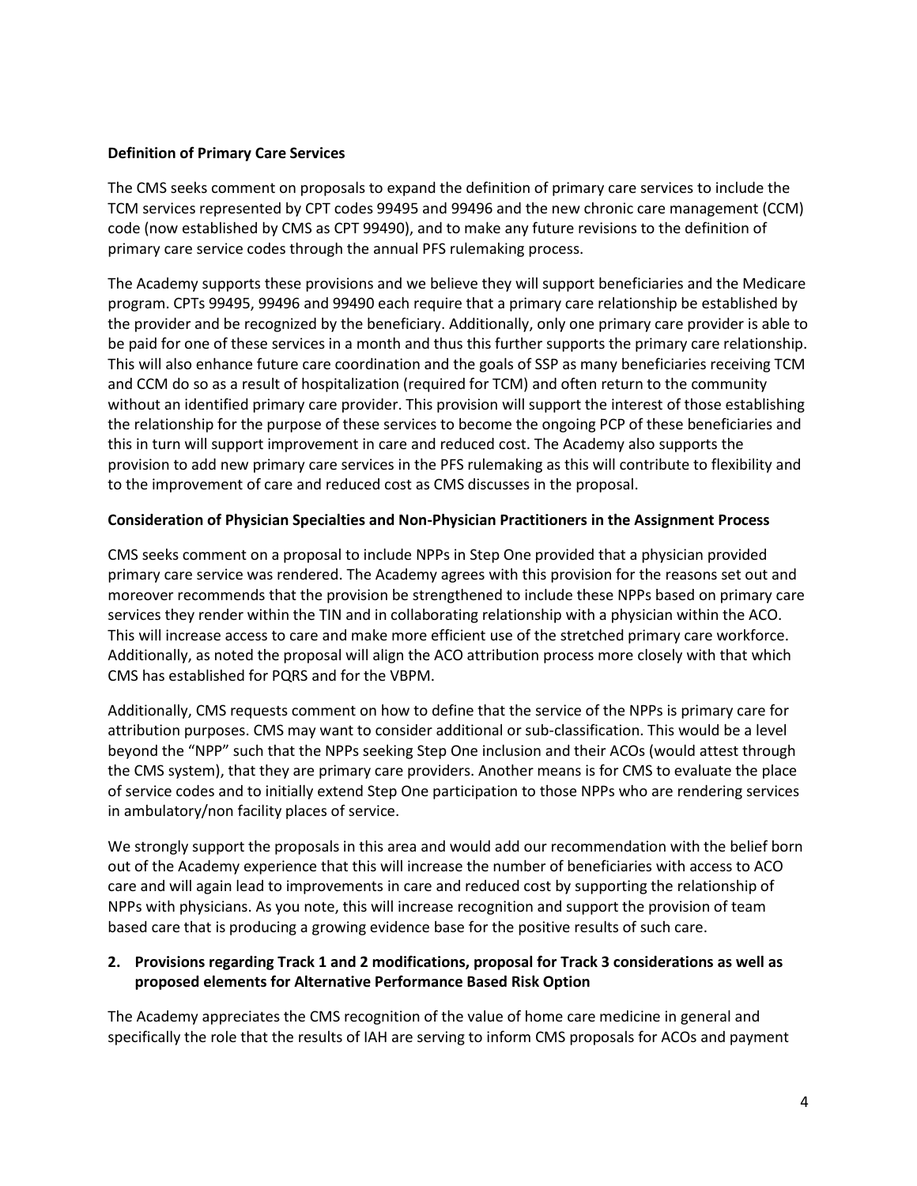**Definition of Primary Care Services**

The CMS seeks comment on proposals to expand the definition of primary care services to include the TCM services represented by CPT codes 99495 and 99496 and the new chronic care management (CCM) code (now established by CMS as CPT 99490), and to make any future revisions to the definition of primary care service codes through the annual PFS rulemaking process.

The Academy supports these provisions and we believe they will support beneficiaries and the Medicare program. CPTs 99495, 99496 and 99490 each require that a primary care relationship be established by the provider and be recognized by the beneficiary. Additionally, only one primary care provider is able to be paid for one of these services in a month and thus this further supports the primary care relationship. This will also enhance future care coordination and the goals of SSP as many beneficiaries receiving TCM and CCM do so as a result of hospitalization (required for TCM) and often return to the community without an identified primary care provider. This provision will support the interest of those establishing the relationship for the purpose of these services to become the ongoing PCP of these beneficiaries and this in turn will support improvement in care and reduced cost. The Academy also supports the provision to add new primary care services in the PFS rulemaking as this will contribute to flexibility and to the improvement of care and reduced cost as CMS discusses in the proposal.

**Consideration of Physician Specialties and Non-Physician Practitioners in the Assignment Process**

CMS seeks comment on a proposal to include NPPs in Step One provided that a physician provided primary care service was rendered. The Academy agrees with this provision for the reasons set out and moreover recommends that the provision be strengthened to include these NPPs based on primary care services they render within the TIN and in collaborating relationship with a physician within the ACO. This will increase access to care and make more efficient use of the stretched primary care workforce. Additionally, as noted the proposal will align the ACO attribution process more closely with that which CMS has established for PQRS and for the VBPM.

Additionally, CMS requests comment on how to define that the service of the NPPs is primary care for attribution purposes. CMS may want to consider additional or sub-classification. This would be a level beyond the "NPP" such that the NPPs seeking Step One inclusion and their ACOs (would attest through the CMS system), that they are primary care providers. Another means is for CMS to evaluate the place of service codes and to initially extend Step One participation to those NPPs who are rendering services in ambulatory/non facility places of service.

We strongly support the proposals in this area and would add our recommendation with the belief born out of the Academy experience that this will increase the number of beneficiaries with access to ACO care and will again lead to improvements in care and reduced cost by supporting the relationship of NPPs with physicians. As you note, this will increase recognition and support the provision of team based care that is producing a growing evidence base for the positive results of such care.

2. **Provisions regarding Track 1 and 2 modifications, proposal for Track 3 considerations as well as proposed elements for Alternative Performance Based Risk Option**

The Academy appreciates the CMS recognition of the value of home care medicine in general and specifically the role that the results of IAH are serving to inform CMS proposals for ACOs and payment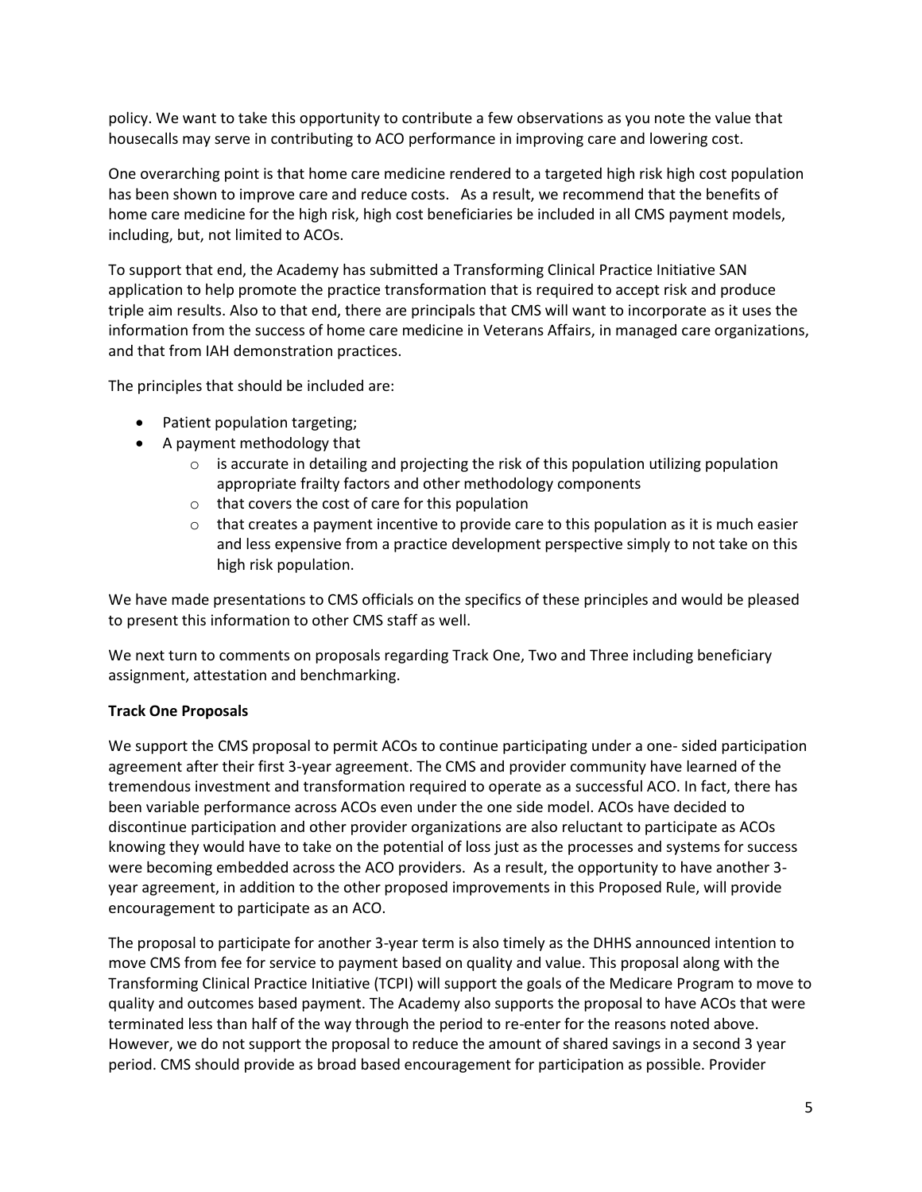policy. We want to take this opportunity to contribute a few observations as you note the value that housecalls may serve in contributing to ACO performance in improving care and lowering cost.

One overarching point is that home care medicine rendered to a targeted high risk high cost population has been shown to improve care and reduce costs. As a result, we recommend that the benefits of home care medicine for the high risk, high cost beneficiaries be included in all CMS payment models, including, but, not limited to ACOs.

To support that end, the Academy has submitted a Transforming Clinical Practice Initiative SAN application to help promote the practice transformation that is required to accept risk and produce triple aim results. Also to that end, there are principals that CMS will want to incorporate as it uses the information from the success of home care medicine in Veterans Affairs, in managed care organizations, and that from IAH demonstration practices.

The principles that should be included are:

- Patient population targeting;
- A payment methodology that
    - is accurate in detailing and projecting the risk of this population utilizing population appropriate frailty factors and other methodology components
    - that covers the cost of care for this population
    - that creates a payment incentive to provide care to this population as it is much easier and less expensive from a practice development perspective simply to not take on this high risk population.

We have made presentations to CMS officials on the specifics of these principles and would be pleased to present this information to other CMS staff as well.

We next turn to comments on proposals regarding Track One, Two and Three including beneficiary assignment, attestation and benchmarking.

**Track One Proposals**

We support the CMS proposal to permit ACOs to continue participating under a one- sided participation agreement after their first 3-year agreement. The CMS and provider community have learned of the tremendous investment and transformation required to operate as a successful ACO. In fact, there has been variable performance across ACOs even under the one side model. ACOs have decided to discontinue participation and other provider organizations are also reluctant to participate as ACOs knowing they would have to take on the potential of loss just as the processes and systems for success were becoming embedded across the ACO providers. As a result, the opportunity to have another 3-year agreement, in addition to the other proposed improvements in this Proposed Rule, will provide encouragement to participate as an ACO.

The proposal to participate for another 3-year term is also timely as the DHHS announced intention to move CMS from fee for service to payment based on quality and value. This proposal along with the Transforming Clinical Practice Initiative (TCPI) will support the goals of the Medicare Program to move to quality and outcomes based payment. The Academy also supports the proposal to have ACOs that were terminated less than half of the way through the period to re-enter for the reasons noted above. However, we do not support the proposal to reduce the amount of shared savings in a second 3 year period. CMS should provide as broad based encouragement for participation as possible. Provider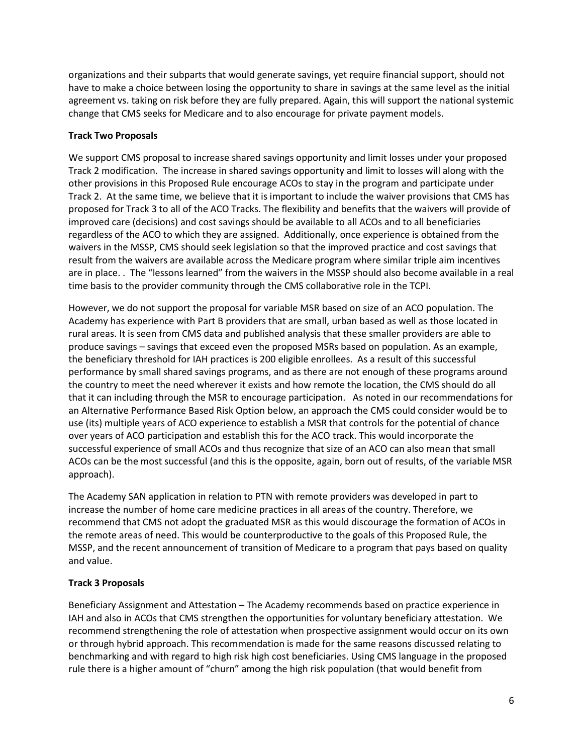organizations and their subparts that would generate savings, yet require financial support, should not have to make a choice between losing the opportunity to share in savings at the same level as the initial agreement vs. taking on risk before they are fully prepared. Again, this will support the national systemic change that CMS seeks for Medicare and to also encourage for private payment models.

**Track Two Proposals**

We support CMS proposal to increase shared savings opportunity and limit losses under your proposed Track 2 modification. The increase in shared savings opportunity and limit to losses will along with the other provisions in this Proposed Rule encourage ACOs to stay in the program and participate under Track 2. At the same time, we believe that it is important to include the waiver provisions that CMS has proposed for Track 3 to all of the ACO Tracks. The flexibility and benefits that the waivers will provide of improved care (decisions) and cost savings should be available to all ACOs and to all beneficiaries regardless of the ACO to which they are assigned. Additionally, once experience is obtained from the waivers in the MSSP, CMS should seek legislation so that the improved practice and cost savings that result from the waivers are available across the Medicare program where similar triple aim incentives are in place. . The "lessons learned" from the waivers in the MSSP should also become available in a real time basis to the provider community through the CMS collaborative role in the TCPI.

However, we do not support the proposal for variable MSR based on size of an ACO population. The Academy has experience with Part B providers that are small, urban based as well as those located in rural areas. It is seen from CMS data and published analysis that these smaller providers are able to produce savings – savings that exceed even the proposed MSRs based on population. As an example, the beneficiary threshold for IAH practices is 200 eligible enrollees. As a result of this successful performance by small shared savings programs, and as there are not enough of these programs around the country to meet the need wherever it exists and how remote the location, the CMS should do all that it can including through the MSR to encourage participation. As noted in our recommendations for an Alternative Performance Based Risk Option below, an approach the CMS could consider would be to use (its) multiple years of ACO experience to establish a MSR that controls for the potential of chance over years of ACO participation and establish this for the ACO track. This would incorporate the successful experience of small ACOs and thus recognize that size of an ACO can also mean that small ACOs can be the most successful (and this is the opposite, again, born out of results, of the variable MSR approach).

The Academy SAN application in relation to PTN with remote providers was developed in part to increase the number of home care medicine practices in all areas of the country. Therefore, we recommend that CMS not adopt the graduated MSR as this would discourage the formation of ACOs in the remote areas of need. This would be counterproductive to the goals of this Proposed Rule, the MSSP, and the recent announcement of transition of Medicare to a program that pays based on quality and value.

**Track 3 Proposals**

Beneficiary Assignment and Attestation – The Academy recommends based on practice experience in IAH and also in ACOs that CMS strengthen the opportunities for voluntary beneficiary attestation. We recommend strengthening the role of attestation when prospective assignment would occur on its own or through hybrid approach. This recommendation is made for the same reasons discussed relating to benchmarking and with regard to high risk high cost beneficiaries. Using CMS language in the proposed rule there is a higher amount of "churn" among the high risk population (that would benefit from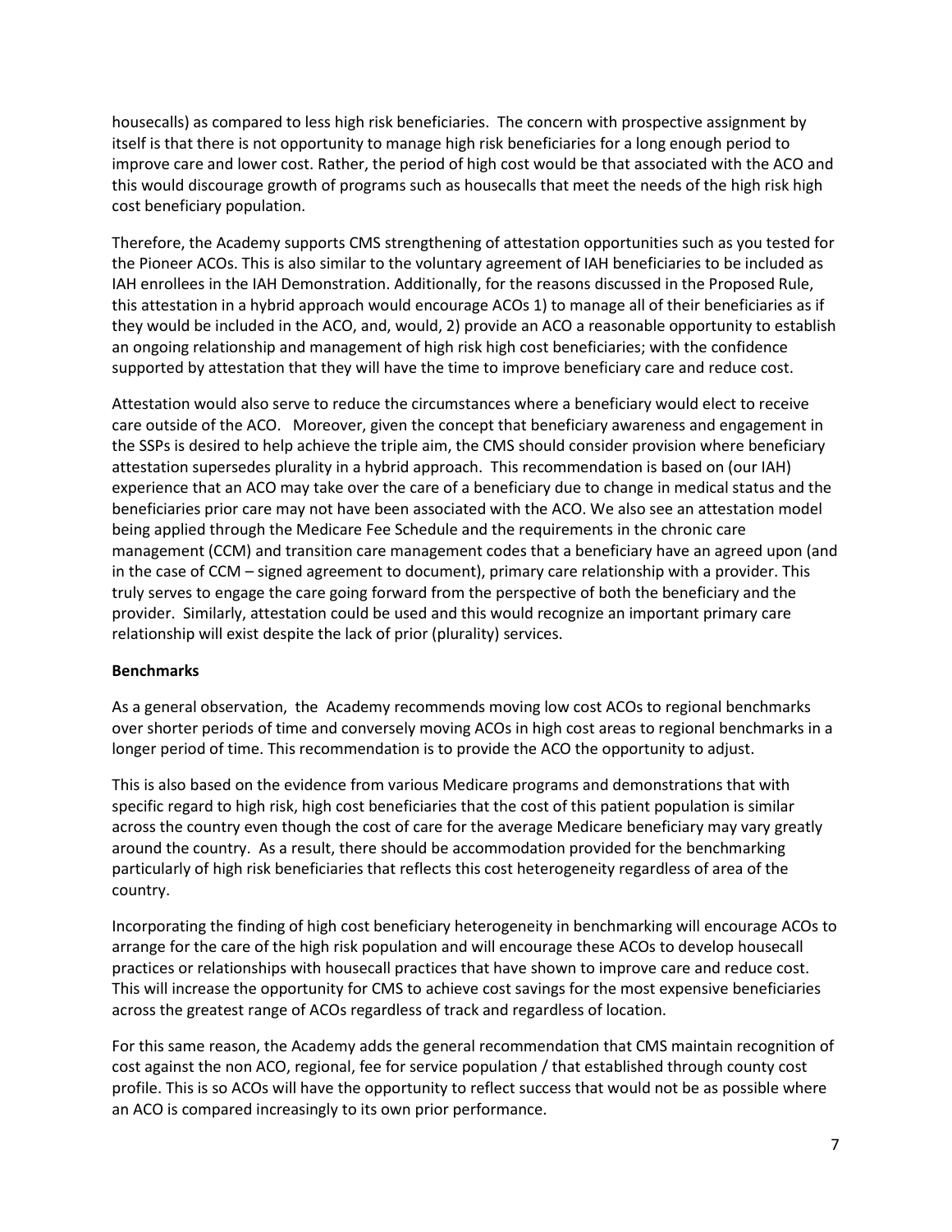housecalls) as compared to less high risk beneficiaries. The concern with prospective assignment by itself is that there is not opportunity to manage high risk beneficiaries for a long enough period to improve care and lower cost. Rather, the period of high cost would be that associated with the ACO and this would discourage growth of programs such as housecalls that meet the needs of the high risk high cost beneficiary population.

Therefore, the Academy supports CMS strengthening of attestation opportunities such as you tested for the Pioneer ACOs. This is also similar to the voluntary agreement of IAH beneficiaries to be included as IAH enrollees in the IAH Demonstration. Additionally, for the reasons discussed in the Proposed Rule, this attestation in a hybrid approach would encourage ACOs 1) to manage all of their beneficiaries as if they would be included in the ACO, and, would, 2) provide an ACO a reasonable opportunity to establish an ongoing relationship and management of high risk high cost beneficiaries; with the confidence supported by attestation that they will have the time to improve beneficiary care and reduce cost.

Attestation would also serve to reduce the circumstances where a beneficiary would elect to receive care outside of the ACO. Moreover, given the concept that beneficiary awareness and engagement in the SSPs is desired to help achieve the triple aim, the CMS should consider provision where beneficiary attestation supersedes plurality in a hybrid approach. This recommendation is based on (our IAH) experience that an ACO may take over the care of a beneficiary due to change in medical status and the beneficiaries prior care may not have been associated with the ACO. We also see an attestation model being applied through the Medicare Fee Schedule and the requirements in the chronic care management (CCM) and transition care management codes that a beneficiary have an agreed upon (and in the case of CCM – signed agreement to document), primary care relationship with a provider. This truly serves to engage the care going forward from the perspective of both the beneficiary and the provider. Similarly, attestation could be used and this would recognize an important primary care relationship will exist despite the lack of prior (plurality) services.

**Benchmarks**

As a general observation, the Academy recommends moving low cost ACOs to regional benchmarks over shorter periods of time and conversely moving ACOs in high cost areas to regional benchmarks in a longer period of time. This recommendation is to provide the ACO the opportunity to adjust.

This is also based on the evidence from various Medicare programs and demonstrations that with specific regard to high risk, high cost beneficiaries that the cost of this patient population is similar across the country even though the cost of care for the average Medicare beneficiary may vary greatly around the country. As a result, there should be accommodation provided for the benchmarking particularly of high risk beneficiaries that reflects this cost heterogeneity regardless of area of the country.

Incorporating the finding of high cost beneficiary heterogeneity in benchmarking will encourage ACOs to arrange for the care of the high risk population and will encourage these ACOs to develop housecall practices or relationships with housecall practices that have shown to improve care and reduce cost. This will increase the opportunity for CMS to achieve cost savings for the most expensive beneficiaries across the greatest range of ACOs regardless of track and regardless of location.

For this same reason, the Academy adds the general recommendation that CMS maintain recognition of cost against the non ACO, regional, fee for service population / that established through county cost profile. This is so ACOs will have the opportunity to reflect success that would not be as possible where an ACO is compared increasingly to its own prior performance.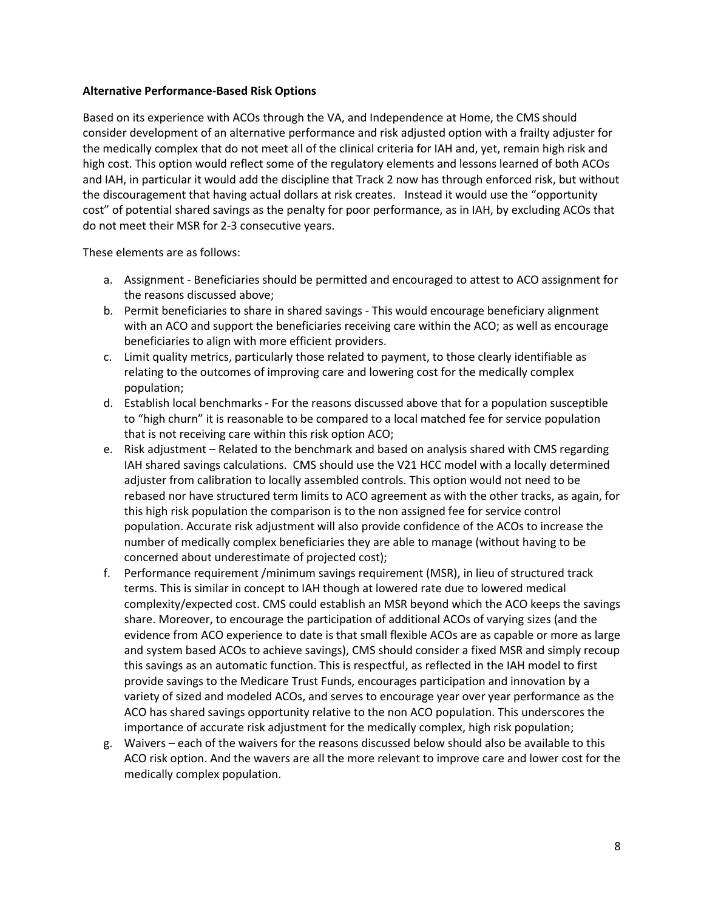**Alternative Performance-Based Risk Options**

Based on its experience with ACOs through the VA, and Independence at Home, the CMS should consider development of an alternative performance and risk adjusted option with a frailty adjuster for the medically complex that do not meet all of the clinical criteria for IAH and, yet, remain high risk and high cost. This option would reflect some of the regulatory elements and lessons learned of both ACOs and IAH, in particular it would add the discipline that Track 2 now has through enforced risk, but without the discouragement that having actual dollars at risk creates.   Instead it would use the "opportunity cost" of potential shared savings as the penalty for poor performance, as in IAH, by excluding ACOs that do not meet their MSR for 2-3 consecutive years.

These elements are as follows:

a. Assignment - Beneficiaries should be permitted and encouraged to attest to ACO assignment for the reasons discussed above;
b. Permit beneficiaries to share in shared savings - This would encourage beneficiary alignment with an ACO and support the beneficiaries receiving care within the ACO; as well as encourage beneficiaries to align with more efficient providers.
c. Limit quality metrics, particularly those related to payment, to those clearly identifiable as relating to the outcomes of improving care and lowering cost for the medically complex population;
d. Establish local benchmarks - For the reasons discussed above that for a population susceptible to "high churn" it is reasonable to be compared to a local matched fee for service population that is not receiving care within this risk option ACO;
e. Risk adjustment – Related to the benchmark and based on analysis shared with CMS regarding IAH shared savings calculations.  CMS should use the V21 HCC model with a locally determined adjuster from calibration to locally assembled controls. This option would not need to be rebased nor have structured term limits to ACO agreement as with the other tracks, as again, for this high risk population the comparison is to the non assigned fee for service control population. Accurate risk adjustment will also provide confidence of the ACOs to increase the number of medically complex beneficiaries they are able to manage (without having to be concerned about underestimate of projected cost);
f. Performance requirement /minimum savings requirement (MSR), in lieu of structured track terms. This is similar in concept to IAH though at lowered rate due to lowered medical complexity/expected cost. CMS could establish an MSR beyond which the ACO keeps the savings share. Moreover, to encourage the participation of additional ACOs of varying sizes (and the evidence from ACO experience to date is that small flexible ACOs are as capable or more as large and system based ACOs to achieve savings), CMS should consider a fixed MSR and simply recoup this savings as an automatic function. This is respectful, as reflected in the IAH model to first provide savings to the Medicare Trust Funds, encourages participation and innovation by a variety of sized and modeled ACOs, and serves to encourage year over year performance as the ACO has shared savings opportunity relative to the non ACO population. This underscores the importance of accurate risk adjustment for the medically complex, high risk population;
g. Waivers – each of the waivers for the reasons discussed below should also be available to this ACO risk option. And the wavers are all the more relevant to improve care and lower cost for the medically complex population.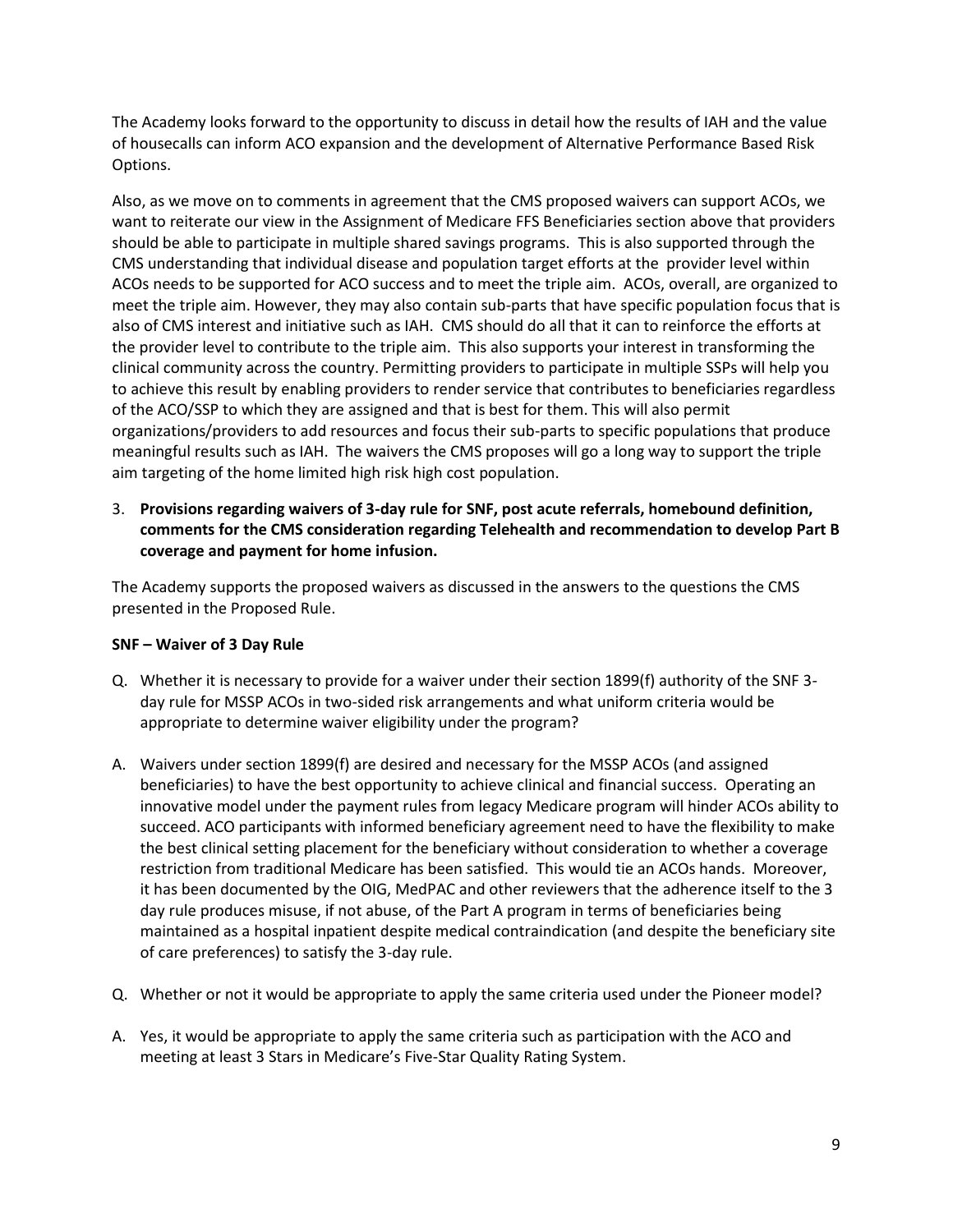The Academy looks forward to the opportunity to discuss in detail how the results of IAH and the value of housecalls can inform ACO expansion and the development of Alternative Performance Based Risk Options.

Also, as we move on to comments in agreement that the CMS proposed waivers can support ACOs, we want to reiterate our view in the Assignment of Medicare FFS Beneficiaries section above that providers should be able to participate in multiple shared savings programs. This is also supported through the CMS understanding that individual disease and population target efforts at the provider level within ACOs needs to be supported for ACO success and to meet the triple aim. ACOs, overall, are organized to meet the triple aim. However, they may also contain sub-parts that have specific population focus that is also of CMS interest and initiative such as IAH. CMS should do all that it can to reinforce the efforts at the provider level to contribute to the triple aim. This also supports your interest in transforming the clinical community across the country. Permitting providers to participate in multiple SSPs will help you to achieve this result by enabling providers to render service that contributes to beneficiaries regardless of the ACO/SSP to which they are assigned and that is best for them. This will also permit organizations/providers to add resources and focus their sub-parts to specific populations that produce meaningful results such as IAH. The waivers the CMS proposes will go a long way to support the triple aim targeting of the home limited high risk high cost population.

3. **Provisions regarding waivers of 3-day rule for SNF, post acute referrals, homebound definition, comments for the CMS consideration regarding Telehealth and recommendation to develop Part B coverage and payment for home infusion.**

The Academy supports the proposed waivers as discussed in the answers to the questions the CMS presented in the Proposed Rule.

**SNF – Waiver of 3 Day Rule**

Q. Whether it is necessary to provide for a waiver under their section 1899(f) authority of the SNF 3-day rule for MSSP ACOs in two-sided risk arrangements and what uniform criteria would be appropriate to determine waiver eligibility under the program?

A. Waivers under section 1899(f) are desired and necessary for the MSSP ACOs (and assigned beneficiaries) to have the best opportunity to achieve clinical and financial success. Operating an innovative model under the payment rules from legacy Medicare program will hinder ACOs ability to succeed. ACO participants with informed beneficiary agreement need to have the flexibility to make the best clinical setting placement for the beneficiary without consideration to whether a coverage restriction from traditional Medicare has been satisfied. This would tie an ACOs hands. Moreover, it has been documented by the OIG, MedPAC and other reviewers that the adherence itself to the 3 day rule produces misuse, if not abuse, of the Part A program in terms of beneficiaries being maintained as a hospital inpatient despite medical contraindication (and despite the beneficiary site of care preferences) to satisfy the 3-day rule.

Q. Whether or not it would be appropriate to apply the same criteria used under the Pioneer model?

A. Yes, it would be appropriate to apply the same criteria such as participation with the ACO and meeting at least 3 Stars in Medicare's Five-Star Quality Rating System.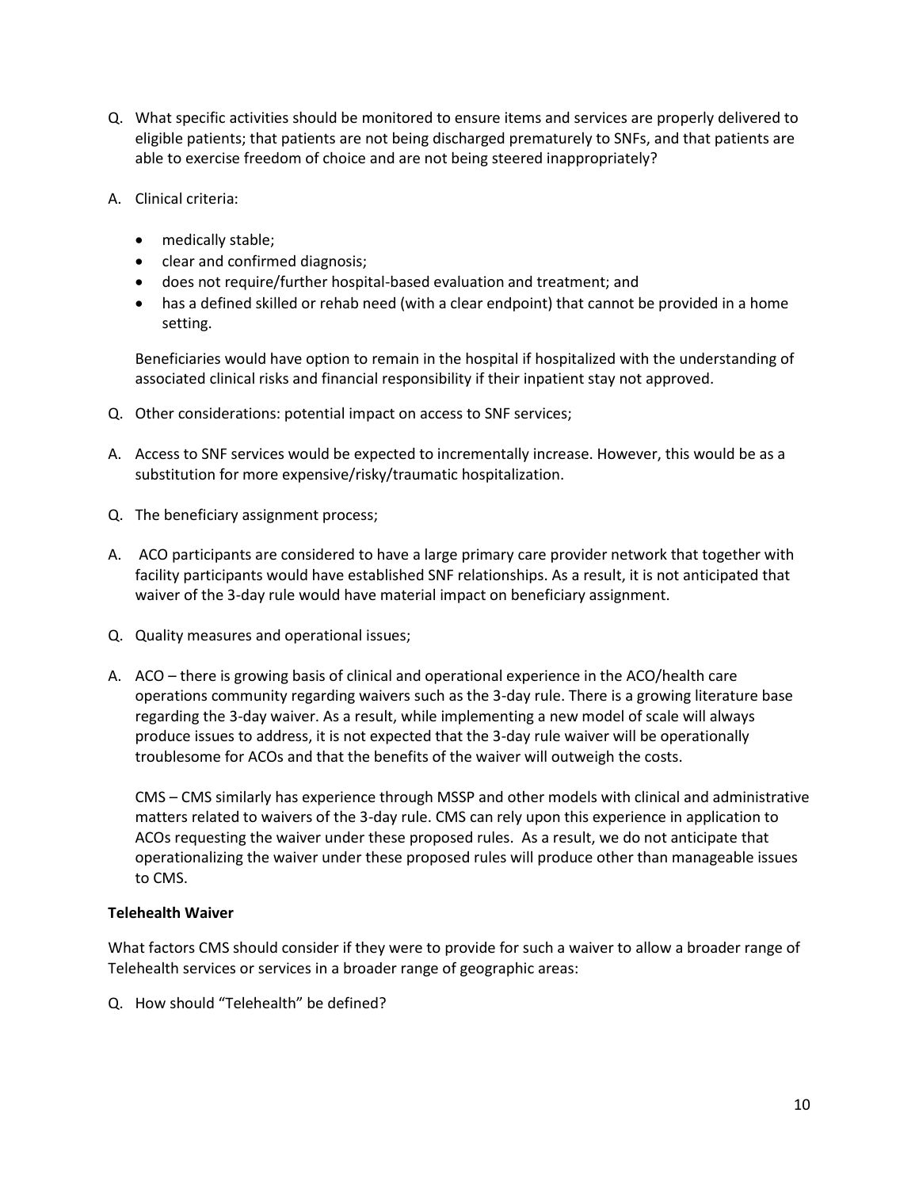Q. What specific activities should be monitored to ensure items and services are properly delivered to eligible patients; that patients are not being discharged prematurely to SNFs, and that patients are able to exercise freedom of choice and are not being steered inappropriately?

A. Clinical criteria:

- medically stable;
- clear and confirmed diagnosis;
- does not require/further hospital-based evaluation and treatment; and
- has a defined skilled or rehab need (with a clear endpoint) that cannot be provided in a home setting.

Beneficiaries would have option to remain in the hospital if hospitalized with the understanding of associated clinical risks and financial responsibility if their inpatient stay not approved.

Q. Other considerations: potential impact on access to SNF services;

A. Access to SNF services would be expected to incrementally increase. However, this would be as a substitution for more expensive/risky/traumatic hospitalization.

Q. The beneficiary assignment process;

A. ACO participants are considered to have a large primary care provider network that together with facility participants would have established SNF relationships. As a result, it is not anticipated that waiver of the 3-day rule would have material impact on beneficiary assignment.

Q. Quality measures and operational issues;

A. ACO – there is growing basis of clinical and operational experience in the ACO/health care operations community regarding waivers such as the 3-day rule. There is a growing literature base regarding the 3-day waiver. As a result, while implementing a new model of scale will always produce issues to address, it is not expected that the 3-day rule waiver will be operationally troublesome for ACOs and that the benefits of the waiver will outweigh the costs.

CMS – CMS similarly has experience through MSSP and other models with clinical and administrative matters related to waivers of the 3-day rule. CMS can rely upon this experience in application to ACOs requesting the waiver under these proposed rules. As a result, we do not anticipate that operationalizing the waiver under these proposed rules will produce other than manageable issues to CMS.

**Telehealth Waiver**

What factors CMS should consider if they were to provide for such a waiver to allow a broader range of Telehealth services or services in a broader range of geographic areas:

Q. How should "Telehealth" be defined?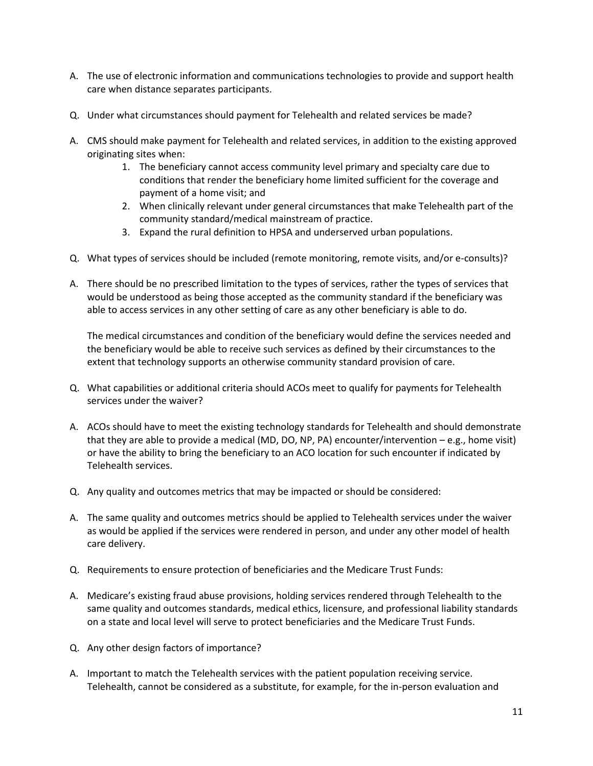A. The use of electronic information and communications technologies to provide and support health care when distance separates participants.

Q. Under what circumstances should payment for Telehealth and related services be made?

A. CMS should make payment for Telehealth and related services, in addition to the existing approved originating sites when:

    1. The beneficiary cannot access community level primary and specialty care due to conditions that render the beneficiary home limited sufficient for the coverage and payment of a home visit; and
    2. When clinically relevant under general circumstances that make Telehealth part of the community standard/medical mainstream of practice.
    3. Expand the rural definition to HPSA and underserved urban populations.

Q. What types of services should be included (remote monitoring, remote visits, and/or e-consults)?

A. There should be no prescribed limitation to the types of services, rather the types of services that would be understood as being those accepted as the community standard if the beneficiary was able to access services in any other setting of care as any other beneficiary is able to do.

   The medical circumstances and condition of the beneficiary would define the services needed and the beneficiary would be able to receive such services as defined by their circumstances to the extent that technology supports an otherwise community standard provision of care.

Q. What capabilities or additional criteria should ACOs meet to qualify for payments for Telehealth services under the waiver?

A. ACOs should have to meet the existing technology standards for Telehealth and should demonstrate that they are able to provide a medical (MD, DO, NP, PA) encounter/intervention – e.g., home visit) or have the ability to bring the beneficiary to an ACO location for such encounter if indicated by Telehealth services.

Q. Any quality and outcomes metrics that may be impacted or should be considered:

A. The same quality and outcomes metrics should be applied to Telehealth services under the waiver as would be applied if the services were rendered in person, and under any other model of health care delivery.

Q. Requirements to ensure protection of beneficiaries and the Medicare Trust Funds:

A. Medicare's existing fraud abuse provisions, holding services rendered through Telehealth to the same quality and outcomes standards, medical ethics, licensure, and professional liability standards on a state and local level will serve to protect beneficiaries and the Medicare Trust Funds.

Q. Any other design factors of importance?

A. Important to match the Telehealth services with the patient population receiving service. Telehealth, cannot be considered as a substitute, for example, for the in-person evaluation and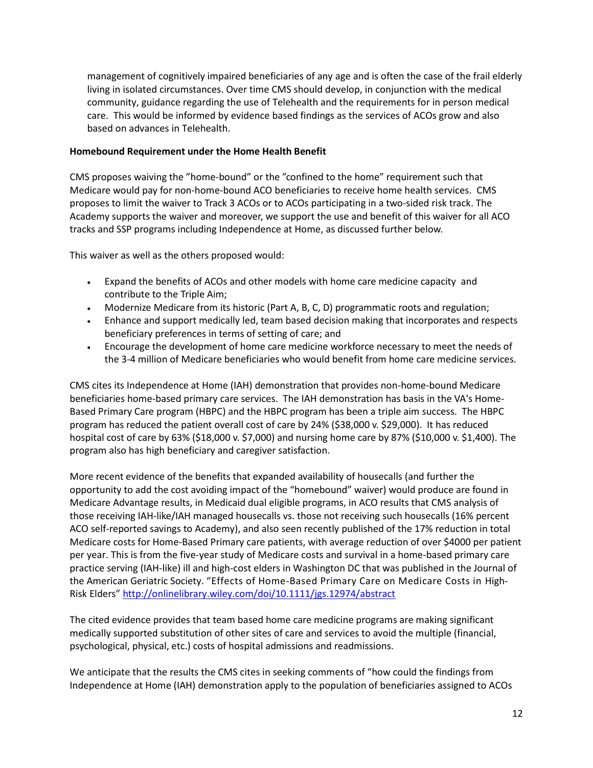management of cognitively impaired beneficiaries of any age and is often the case of the frail elderly living in isolated circumstances. Over time CMS should develop, in conjunction with the medical community, guidance regarding the use of Telehealth and the requirements for in person medical care. This would be informed by evidence based findings as the services of ACOs grow and also based on advances in Telehealth.

**Homebound Requirement under the Home Health Benefit**

CMS proposes waiving the "home-bound" or the "confined to the home" requirement such that Medicare would pay for non-home-bound ACO beneficiaries to receive home health services. CMS proposes to limit the waiver to Track 3 ACOs or to ACOs participating in a two-sided risk track. The Academy supports the waiver and moreover, we support the use and benefit of this waiver for all ACO tracks and SSP programs including Independence at Home, as discussed further below.

This waiver as well as the others proposed would:

- Expand the benefits of ACOs and other models with home care medicine capacity and contribute to the Triple Aim;
- Modernize Medicare from its historic (Part A, B, C, D) programmatic roots and regulation;
- Enhance and support medically led, team based decision making that incorporates and respects beneficiary preferences in terms of setting of care; and
- Encourage the development of home care medicine workforce necessary to meet the needs of the 3-4 million of Medicare beneficiaries who would benefit from home care medicine services.

CMS cites its Independence at Home (IAH) demonstration that provides non-home-bound Medicare beneficiaries home-based primary care services. The IAH demonstration has basis in the VA's Home-Based Primary Care program (HBPC) and the HBPC program has been a triple aim success. The HBPC program has reduced the patient overall cost of care by 24% ($38,000 v. $29,000). It has reduced hospital cost of care by 63% ($18,000 v. $7,000) and nursing home care by 87% ($10,000 v. $1,400). The program also has high beneficiary and caregiver satisfaction.

More recent evidence of the benefits that expanded availability of housecalls (and further the opportunity to add the cost avoiding impact of the "homebound" waiver) would produce are found in Medicare Advantage results, in Medicaid dual eligible programs, in ACO results that CMS analysis of those receiving IAH-like/IAH managed housecalls vs. those not receiving such housecalls (16% percent ACO self-reported savings to Academy), and also seen recently published of the 17% reduction in total Medicare costs for Home-Based Primary care patients, with average reduction of over $4000 per patient per year. This is from the five-year study of Medicare costs and survival in a home-based primary care practice serving (IAH-like) ill and high-cost elders in Washington DC that was published in the Journal of the American Geriatric Society. "Effects of Home-Based Primary Care on Medicare Costs in High-Risk Elders" http://onlinelibrary.wiley.com/doi/10.1111/jgs.12974/abstract

The cited evidence provides that team based home care medicine programs are making significant medically supported substitution of other sites of care and services to avoid the multiple (financial, psychological, physical, etc.) costs of hospital admissions and readmissions.

We anticipate that the results the CMS cites in seeking comments of "how could the findings from Independence at Home (IAH) demonstration apply to the population of beneficiaries assigned to ACOs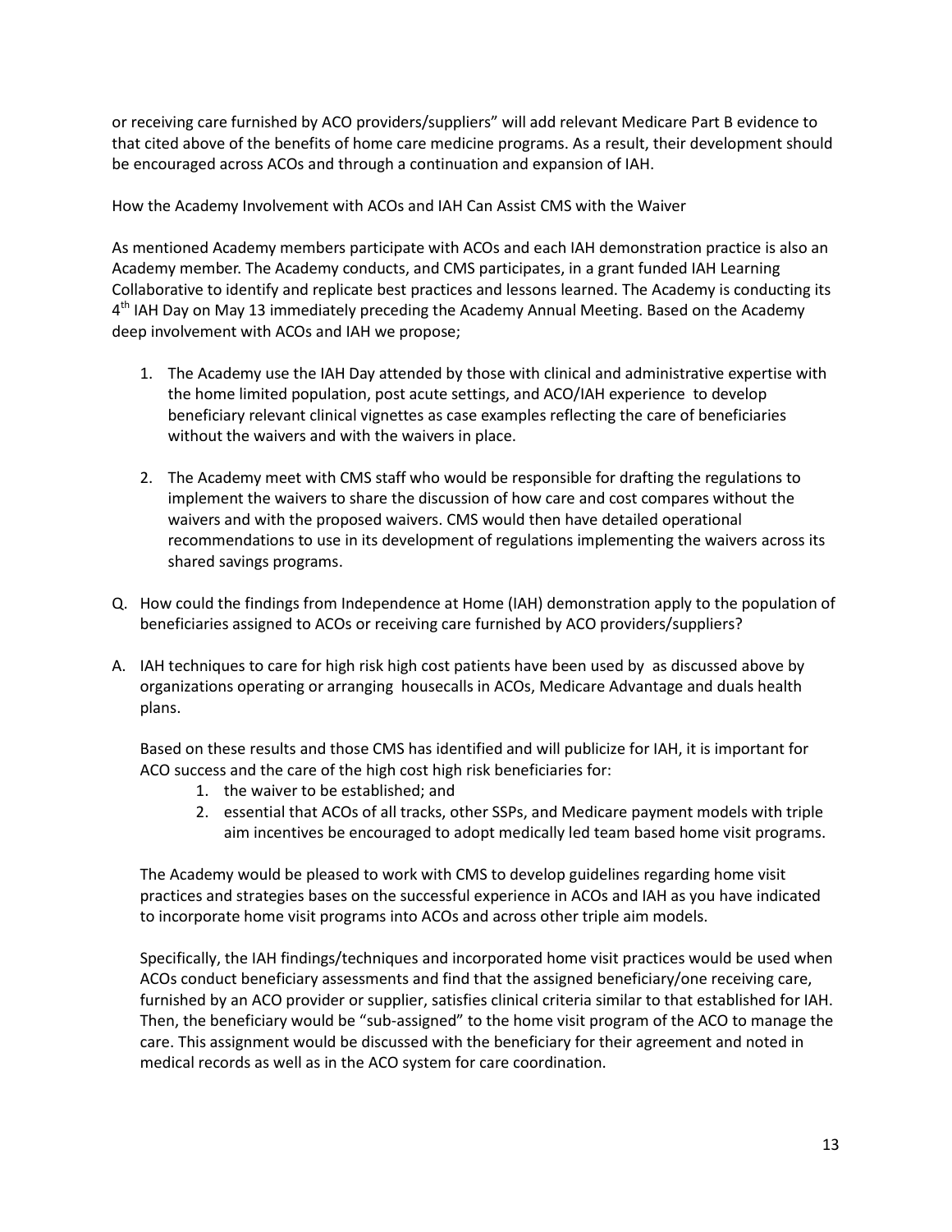or receiving care furnished by ACO providers/suppliers" will add relevant Medicare Part B evidence to that cited above of the benefits of home care medicine programs. As a result, their development should be encouraged across ACOs and through a continuation and expansion of IAH.

How the Academy Involvement with ACOs and IAH Can Assist CMS with the Waiver

As mentioned Academy members participate with ACOs and each IAH demonstration practice is also an Academy member. The Academy conducts, and CMS participates, in a grant funded IAH Learning Collaborative to identify and replicate best practices and lessons learned. The Academy is conducting its 4th IAH Day on May 13 immediately preceding the Academy Annual Meeting. Based on the Academy deep involvement with ACOs and IAH we propose;

1. The Academy use the IAH Day attended by those with clinical and administrative expertise with the home limited population, post acute settings, and ACO/IAH experience to develop beneficiary relevant clinical vignettes as case examples reflecting the care of beneficiaries without the waivers and with the waivers in place.

2. The Academy meet with CMS staff who would be responsible for drafting the regulations to implement the waivers to share the discussion of how care and cost compares without the waivers and with the proposed waivers. CMS would then have detailed operational recommendations to use in its development of regulations implementing the waivers across its shared savings programs.

Q. How could the findings from Independence at Home (IAH) demonstration apply to the population of beneficiaries assigned to ACOs or receiving care furnished by ACO providers/suppliers?

A. IAH techniques to care for high risk high cost patients have been used by as discussed above by organizations operating or arranging housecalls in ACOs, Medicare Advantage and duals health plans.

   Based on these results and those CMS has identified and will publicize for IAH, it is important for ACO success and the care of the high cost high risk beneficiaries for:

   1. the waiver to be established; and
   2. essential that ACOs of all tracks, other SSPs, and Medicare payment models with triple aim incentives be encouraged to adopt medically led team based home visit programs.

   The Academy would be pleased to work with CMS to develop guidelines regarding home visit practices and strategies bases on the successful experience in ACOs and IAH as you have indicated to incorporate home visit programs into ACOs and across other triple aim models.

   Specifically, the IAH findings/techniques and incorporated home visit practices would be used when ACOs conduct beneficiary assessments and find that the assigned beneficiary/one receiving care, furnished by an ACO provider or supplier, satisfies clinical criteria similar to that established for IAH. Then, the beneficiary would be "sub-assigned" to the home visit program of the ACO to manage the care. This assignment would be discussed with the beneficiary for their agreement and noted in medical records as well as in the ACO system for care coordination.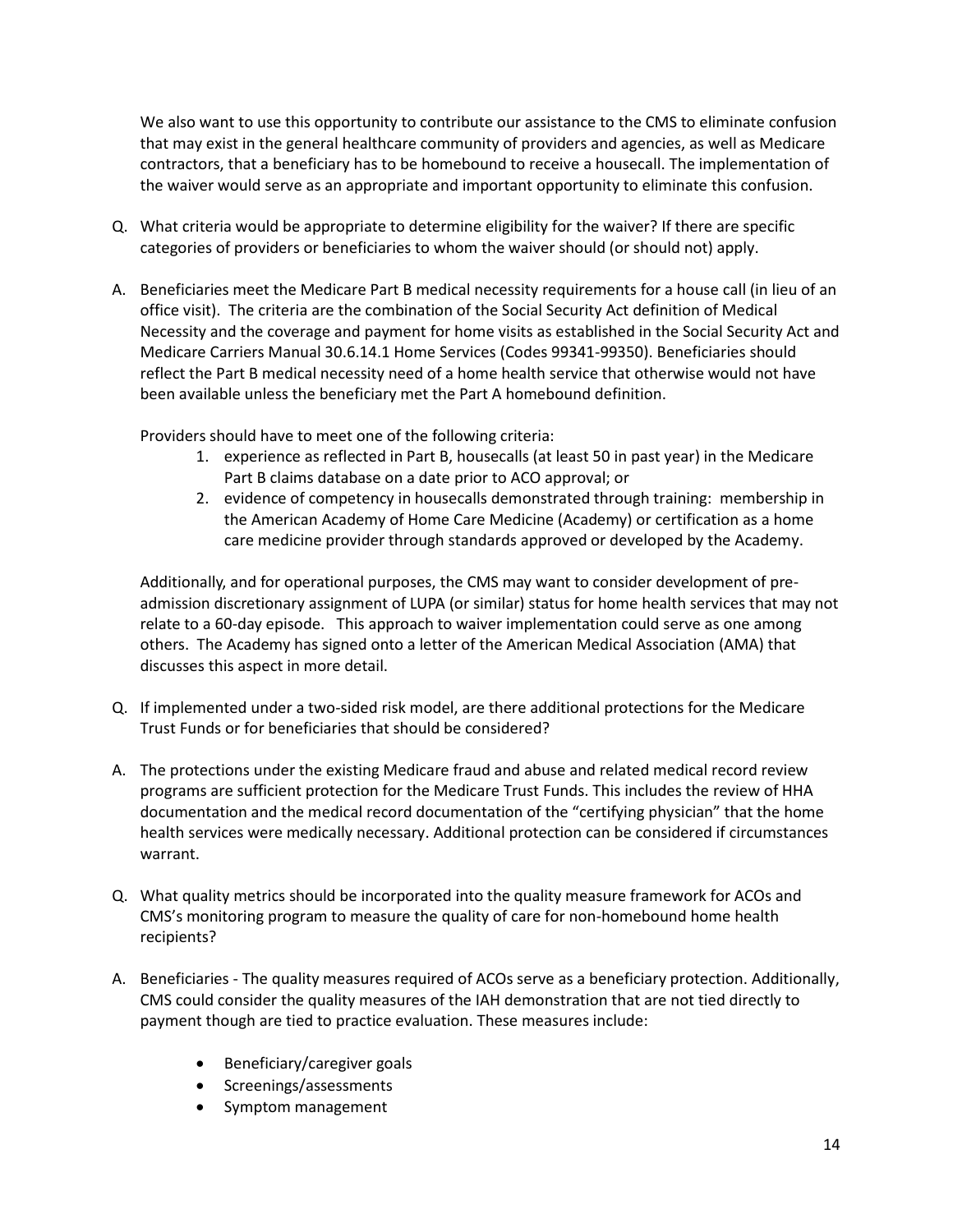We also want to use this opportunity to contribute our assistance to the CMS to eliminate confusion that may exist in the general healthcare community of providers and agencies, as well as Medicare contractors, that a beneficiary has to be homebound to receive a housecall. The implementation of the waiver would serve as an appropriate and important opportunity to eliminate this confusion.

Q. What criteria would be appropriate to determine eligibility for the waiver? If there are specific categories of providers or beneficiaries to whom the waiver should (or should not) apply.

A. Beneficiaries meet the Medicare Part B medical necessity requirements for a house call (in lieu of an office visit). The criteria are the combination of the Social Security Act definition of Medical Necessity and the coverage and payment for home visits as established in the Social Security Act and Medicare Carriers Manual 30.6.14.1 Home Services (Codes 99341-99350). Beneficiaries should reflect the Part B medical necessity need of a home health service that otherwise would not have been available unless the beneficiary met the Part A homebound definition.

Providers should have to meet one of the following criteria:

1. experience as reflected in Part B, housecalls (at least 50 in past year) in the Medicare Part B claims database on a date prior to ACO approval; or
2. evidence of competency in housecalls demonstrated through training: membership in the American Academy of Home Care Medicine (Academy) or certification as a home care medicine provider through standards approved or developed by the Academy.

Additionally, and for operational purposes, the CMS may want to consider development of pre-admission discretionary assignment of LUPA (or similar) status for home health services that may not relate to a 60-day episode. This approach to waiver implementation could serve as one among others. The Academy has signed onto a letter of the American Medical Association (AMA) that discusses this aspect in more detail.

Q. If implemented under a two-sided risk model, are there additional protections for the Medicare Trust Funds or for beneficiaries that should be considered?

A. The protections under the existing Medicare fraud and abuse and related medical record review programs are sufficient protection for the Medicare Trust Funds. This includes the review of HHA documentation and the medical record documentation of the "certifying physician" that the home health services were medically necessary. Additional protection can be considered if circumstances warrant.

Q. What quality metrics should be incorporated into the quality measure framework for ACOs and CMS's monitoring program to measure the quality of care for non-homebound home health recipients?

A. Beneficiaries - The quality measures required of ACOs serve as a beneficiary protection. Additionally, CMS could consider the quality measures of the IAH demonstration that are not tied directly to payment though are tied to practice evaluation. These measures include:

- Beneficiary/caregiver goals
- Screenings/assessments
- Symptom management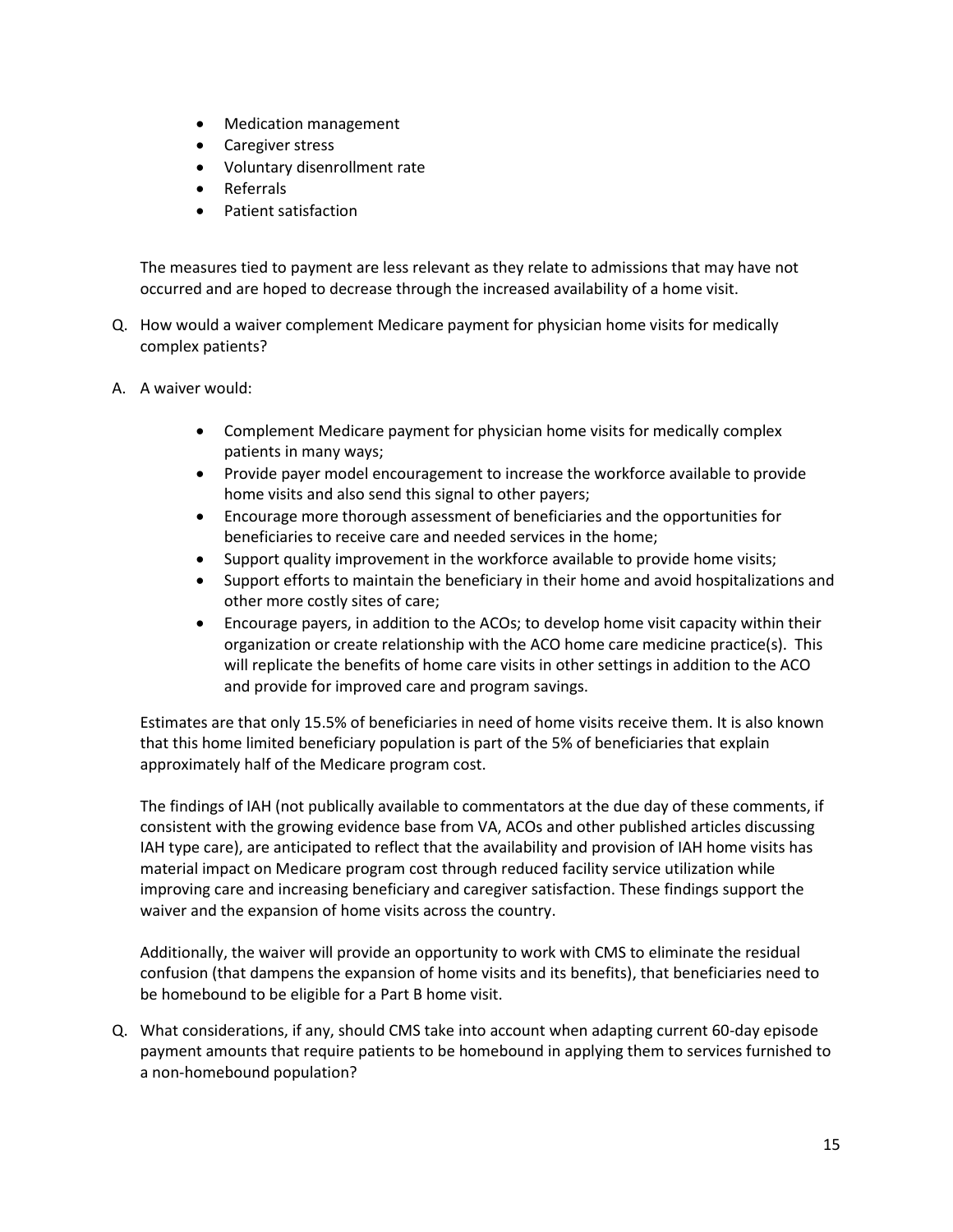- Medication management
- Caregiver stress
- Voluntary disenrollment rate
- Referrals
- Patient satisfaction

The measures tied to payment are less relevant as they relate to admissions that may have not occurred and are hoped to decrease through the increased availability of a home visit.

Q. How would a waiver complement Medicare payment for physician home visits for medically complex patients?

A. A waiver would:

- Complement Medicare payment for physician home visits for medically complex patients in many ways;
- Provide payer model encouragement to increase the workforce available to provide home visits and also send this signal to other payers;
- Encourage more thorough assessment of beneficiaries and the opportunities for beneficiaries to receive care and needed services in the home;
- Support quality improvement in the workforce available to provide home visits;
- Support efforts to maintain the beneficiary in their home and avoid hospitalizations and other more costly sites of care;
- Encourage payers, in addition to the ACOs; to develop home visit capacity within their organization or create relationship with the ACO home care medicine practice(s). This will replicate the benefits of home care visits in other settings in addition to the ACO and provide for improved care and program savings.

Estimates are that only 15.5% of beneficiaries in need of home visits receive them. It is also known that this home limited beneficiary population is part of the 5% of beneficiaries that explain approximately half of the Medicare program cost.

The findings of IAH (not publically available to commentators at the due day of these comments, if consistent with the growing evidence base from VA, ACOs and other published articles discussing IAH type care), are anticipated to reflect that the availability and provision of IAH home visits has material impact on Medicare program cost through reduced facility service utilization while improving care and increasing beneficiary and caregiver satisfaction. These findings support the waiver and the expansion of home visits across the country.

Additionally, the waiver will provide an opportunity to work with CMS to eliminate the residual confusion (that dampens the expansion of home visits and its benefits), that beneficiaries need to be homebound to be eligible for a Part B home visit.

Q. What considerations, if any, should CMS take into account when adapting current 60-day episode payment amounts that require patients to be homebound in applying them to services furnished to a non-homebound population?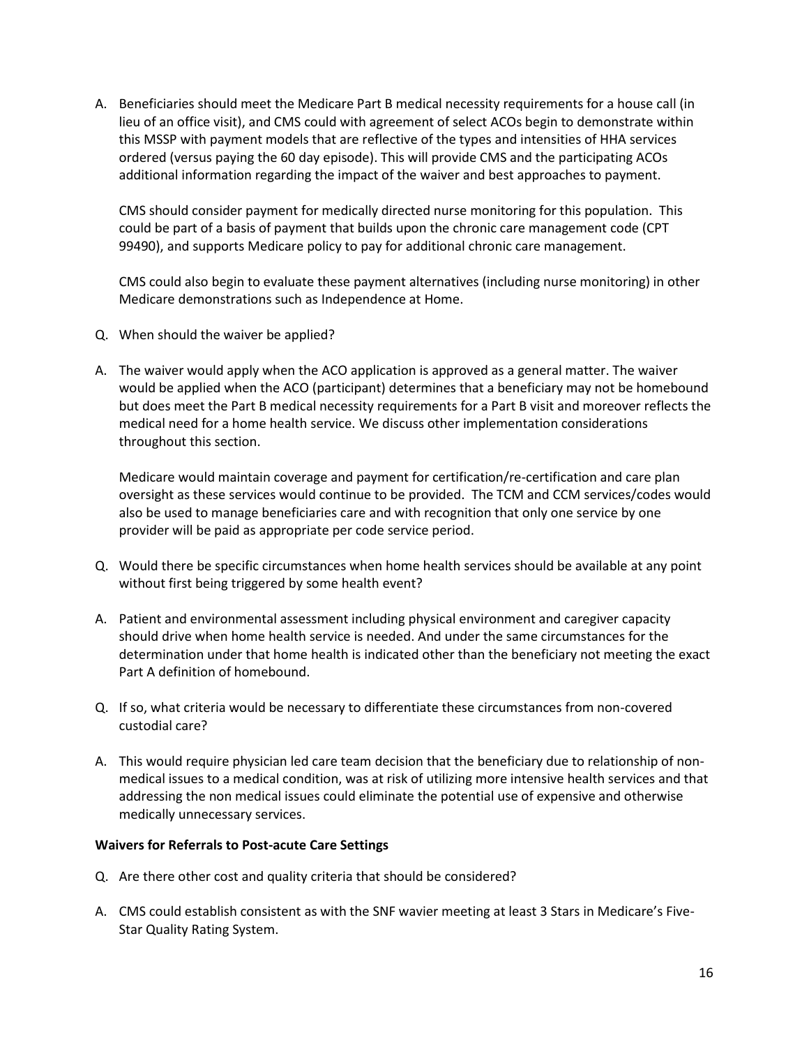A. Beneficiaries should meet the Medicare Part B medical necessity requirements for a house call (in lieu of an office visit), and CMS could with agreement of select ACOs begin to demonstrate within this MSSP with payment models that are reflective of the types and intensities of HHA services ordered (versus paying the 60 day episode). This will provide CMS and the participating ACOs additional information regarding the impact of the waiver and best approaches to payment.

   CMS should consider payment for medically directed nurse monitoring for this population. This could be part of a basis of payment that builds upon the chronic care management code (CPT 99490), and supports Medicare policy to pay for additional chronic care management.

   CMS could also begin to evaluate these payment alternatives (including nurse monitoring) in other Medicare demonstrations such as Independence at Home.

Q. When should the waiver be applied?

A. The waiver would apply when the ACO application is approved as a general matter. The waiver would be applied when the ACO (participant) determines that a beneficiary may not be homebound but does meet the Part B medical necessity requirements for a Part B visit and moreover reflects the medical need for a home health service. We discuss other implementation considerations throughout this section.

   Medicare would maintain coverage and payment for certification/re-certification and care plan oversight as these services would continue to be provided. The TCM and CCM services/codes would also be used to manage beneficiaries care and with recognition that only one service by one provider will be paid as appropriate per code service period.

Q. Would there be specific circumstances when home health services should be available at any point without first being triggered by some health event?

A. Patient and environmental assessment including physical environment and caregiver capacity should drive when home health service is needed. And under the same circumstances for the determination under that home health is indicated other than the beneficiary not meeting the exact Part A definition of homebound.

Q. If so, what criteria would be necessary to differentiate these circumstances from non-covered custodial care?

A. This would require physician led care team decision that the beneficiary due to relationship of non-medical issues to a medical condition, was at risk of utilizing more intensive health services and that addressing the non medical issues could eliminate the potential use of expensive and otherwise medically unnecessary services.

**Waivers for Referrals to Post-acute Care Settings**

Q. Are there other cost and quality criteria that should be considered?

A. CMS could establish consistent as with the SNF wavier meeting at least 3 Stars in Medicare's Five-Star Quality Rating System.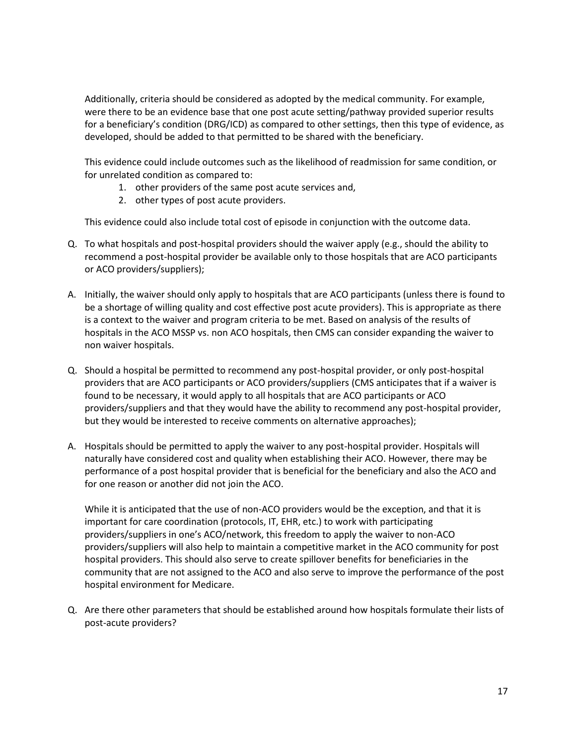Additionally, criteria should be considered as adopted by the medical community. For example, were there to be an evidence base that one post acute setting/pathway provided superior results for a beneficiary's condition (DRG/ICD) as compared to other settings, then this type of evidence, as developed, should be added to that permitted to be shared with the beneficiary.

This evidence could include outcomes such as the likelihood of readmission for same condition, or for unrelated condition as compared to:

1. other providers of the same post acute services and,
2. other types of post acute providers.

This evidence could also include total cost of episode in conjunction with the outcome data.

Q. To what hospitals and post-hospital providers should the waiver apply (e.g., should the ability to recommend a post-hospital provider be available only to those hospitals that are ACO participants or ACO providers/suppliers);

A. Initially, the waiver should only apply to hospitals that are ACO participants (unless there is found to be a shortage of willing quality and cost effective post acute providers). This is appropriate as there is a context to the waiver and program criteria to be met. Based on analysis of the results of hospitals in the ACO MSSP vs. non ACO hospitals, then CMS can consider expanding the waiver to non waiver hospitals.

Q. Should a hospital be permitted to recommend any post-hospital provider, or only post-hospital providers that are ACO participants or ACO providers/suppliers (CMS anticipates that if a waiver is found to be necessary, it would apply to all hospitals that are ACO participants or ACO providers/suppliers and that they would have the ability to recommend any post-hospital provider, but they would be interested to receive comments on alternative approaches);

A. Hospitals should be permitted to apply the waiver to any post-hospital provider. Hospitals will naturally have considered cost and quality when establishing their ACO. However, there may be performance of a post hospital provider that is beneficial for the beneficiary and also the ACO and for one reason or another did not join the ACO.

While it is anticipated that the use of non-ACO providers would be the exception, and that it is important for care coordination (protocols, IT, EHR, etc.) to work with participating providers/suppliers in one's ACO/network, this freedom to apply the waiver to non-ACO providers/suppliers will also help to maintain a competitive market in the ACO community for post hospital providers. This should also serve to create spillover benefits for beneficiaries in the community that are not assigned to the ACO and also serve to improve the performance of the post hospital environment for Medicare.

Q. Are there other parameters that should be established around how hospitals formulate their lists of post-acute providers?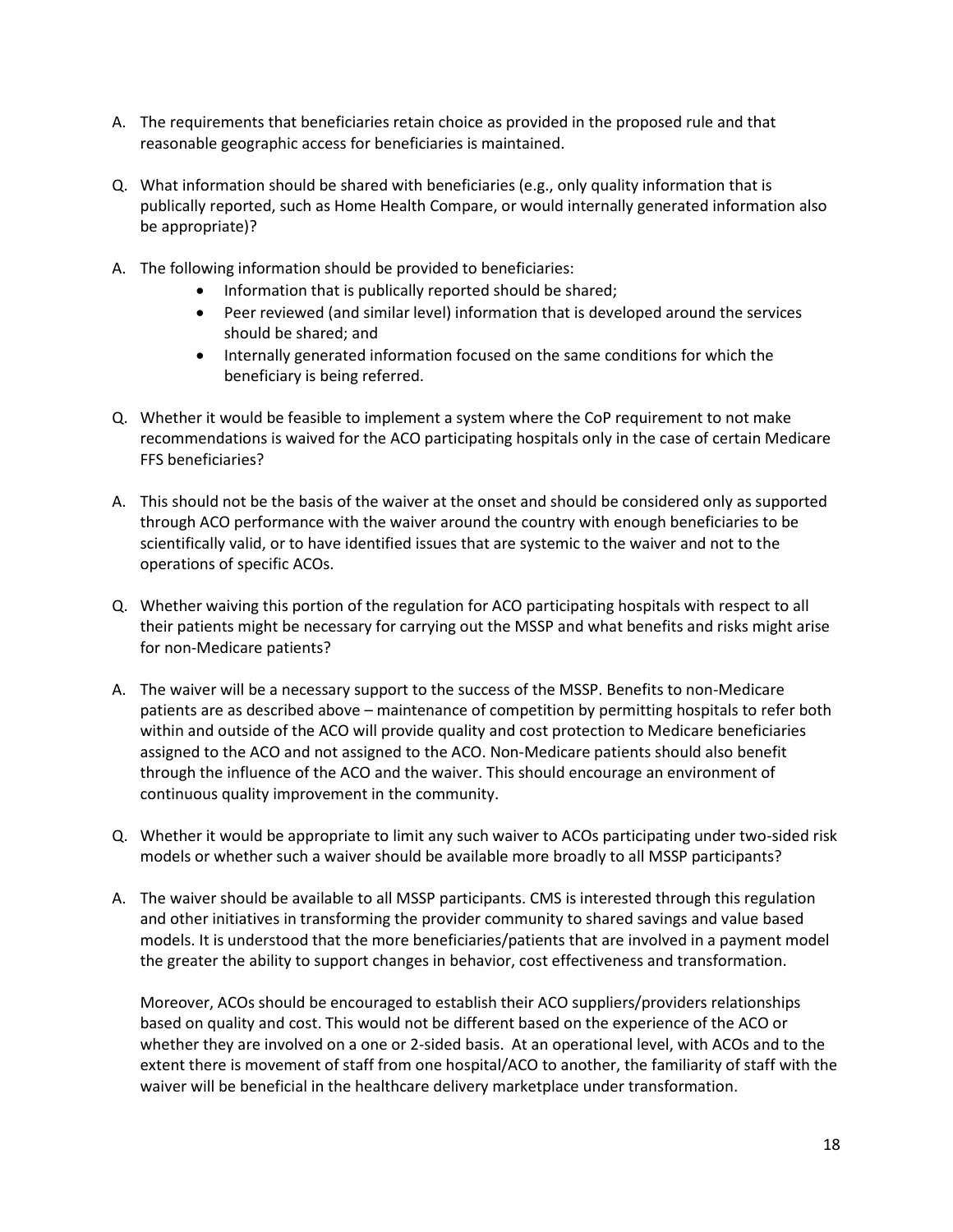A. The requirements that beneficiaries retain choice as provided in the proposed rule and that reasonable geographic access for beneficiaries is maintained.

Q. What information should be shared with beneficiaries (e.g., only quality information that is publically reported, such as Home Health Compare, or would internally generated information also be appropriate)?

A. The following information should be provided to beneficiaries:
   - Information that is publically reported should be shared;
   - Peer reviewed (and similar level) information that is developed around the services should be shared; and
   - Internally generated information focused on the same conditions for which the beneficiary is being referred.

Q. Whether it would be feasible to implement a system where the CoP requirement to not make recommendations is waived for the ACO participating hospitals only in the case of certain Medicare FFS beneficiaries?

A. This should not be the basis of the waiver at the onset and should be considered only as supported through ACO performance with the waiver around the country with enough beneficiaries to be scientifically valid, or to have identified issues that are systemic to the waiver and not to the operations of specific ACOs.

Q. Whether waiving this portion of the regulation for ACO participating hospitals with respect to all their patients might be necessary for carrying out the MSSP and what benefits and risks might arise for non-Medicare patients?

A. The waiver will be a necessary support to the success of the MSSP. Benefits to non-Medicare patients are as described above – maintenance of competition by permitting hospitals to refer both within and outside of the ACO will provide quality and cost protection to Medicare beneficiaries assigned to the ACO and not assigned to the ACO. Non-Medicare patients should also benefit through the influence of the ACO and the waiver. This should encourage an environment of continuous quality improvement in the community.

Q. Whether it would be appropriate to limit any such waiver to ACOs participating under two-sided risk models or whether such a waiver should be available more broadly to all MSSP participants?

A. The waiver should be available to all MSSP participants. CMS is interested through this regulation and other initiatives in transforming the provider community to shared savings and value based models. It is understood that the more beneficiaries/patients that are involved in a payment model the greater the ability to support changes in behavior, cost effectiveness and transformation.

   Moreover, ACOs should be encouraged to establish their ACO suppliers/providers relationships based on quality and cost. This would not be different based on the experience of the ACO or whether they are involved on a one or 2-sided basis. At an operational level, with ACOs and to the extent there is movement of staff from one hospital/ACO to another, the familiarity of staff with the waiver will be beneficial in the healthcare delivery marketplace under transformation.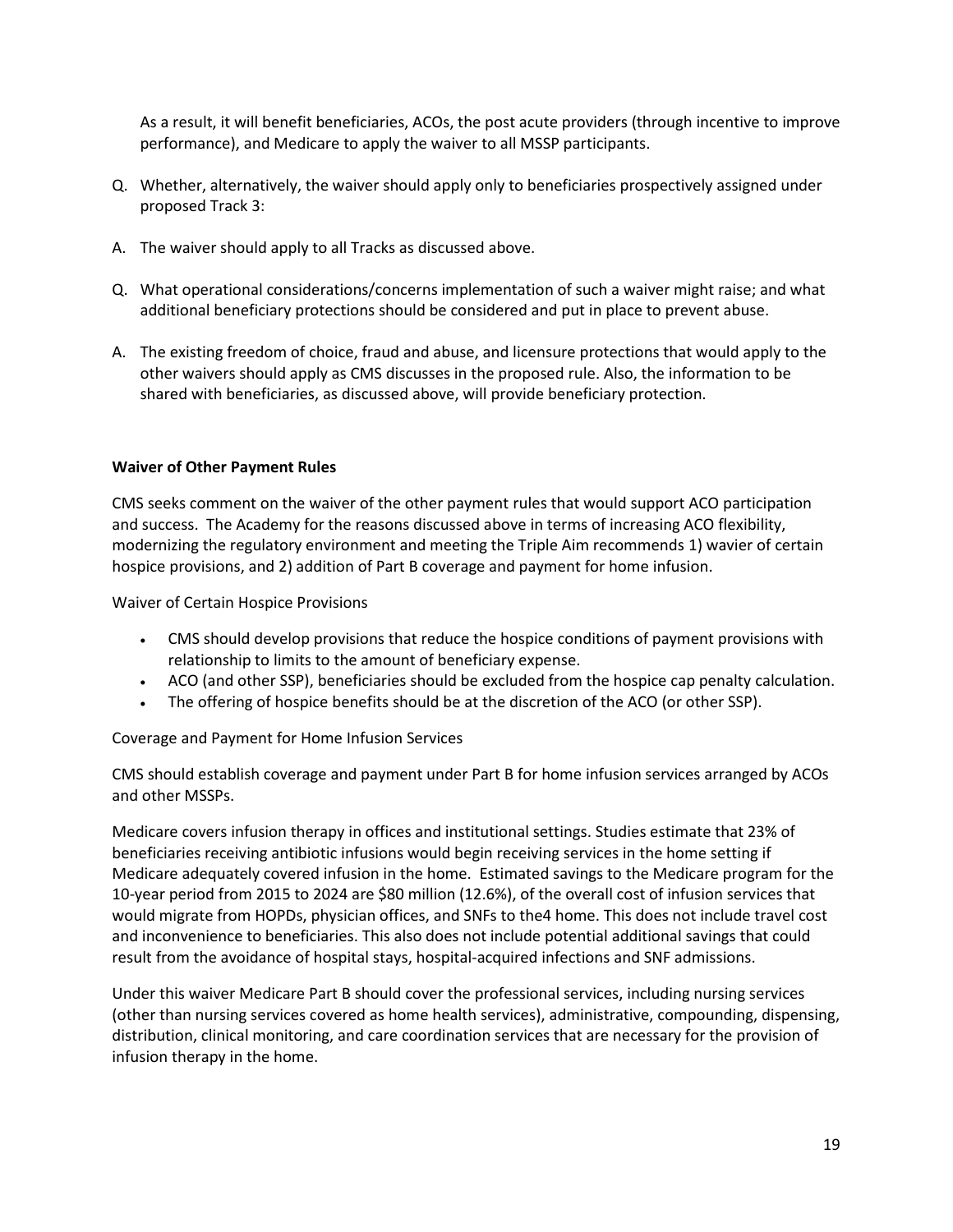As a result, it will benefit beneficiaries, ACOs, the post acute providers (through incentive to improve performance), and Medicare to apply the waiver to all MSSP participants.

Q. Whether, alternatively, the waiver should apply only to beneficiaries prospectively assigned under proposed Track 3:

A. The waiver should apply to all Tracks as discussed above.

Q. What operational considerations/concerns implementation of such a waiver might raise; and what additional beneficiary protections should be considered and put in place to prevent abuse.

A. The existing freedom of choice, fraud and abuse, and licensure protections that would apply to the other waivers should apply as CMS discusses in the proposed rule. Also, the information to be shared with beneficiaries, as discussed above, will provide beneficiary protection.

**Waiver of Other Payment Rules**

CMS seeks comment on the waiver of the other payment rules that would support ACO participation and success. The Academy for the reasons discussed above in terms of increasing ACO flexibility, modernizing the regulatory environment and meeting the Triple Aim recommends 1) wavier of certain hospice provisions, and 2) addition of Part B coverage and payment for home infusion.

Waiver of Certain Hospice Provisions

- CMS should develop provisions that reduce the hospice conditions of payment provisions with relationship to limits to the amount of beneficiary expense.
- ACO (and other SSP), beneficiaries should be excluded from the hospice cap penalty calculation.
- The offering of hospice benefits should be at the discretion of the ACO (or other SSP).

Coverage and Payment for Home Infusion Services

CMS should establish coverage and payment under Part B for home infusion services arranged by ACOs and other MSSPs.

Medicare covers infusion therapy in offices and institutional settings. Studies estimate that 23% of beneficiaries receiving antibiotic infusions would begin receiving services in the home setting if Medicare adequately covered infusion in the home. Estimated savings to the Medicare program for the 10-year period from 2015 to 2024 are $80 million (12.6%), of the overall cost of infusion services that would migrate from HOPDs, physician offices, and SNFs to the4 home. This does not include travel cost and inconvenience to beneficiaries. This also does not include potential additional savings that could result from the avoidance of hospital stays, hospital-acquired infections and SNF admissions.

Under this waiver Medicare Part B should cover the professional services, including nursing services (other than nursing services covered as home health services), administrative, compounding, dispensing, distribution, clinical monitoring, and care coordination services that are necessary for the provision of infusion therapy in the home.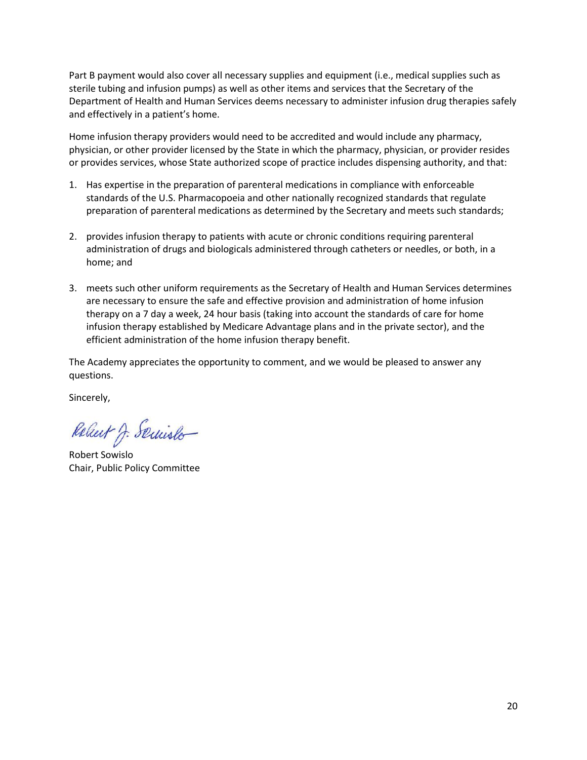Part B payment would also cover all necessary supplies and equipment (i.e., medical supplies such as sterile tubing and infusion pumps) as well as other items and services that the Secretary of the Department of Health and Human Services deems necessary to administer infusion drug therapies safely and effectively in a patient's home.

Home infusion therapy providers would need to be accredited and would include any pharmacy, physician, or other provider licensed by the State in which the pharmacy, physician, or provider resides or provides services, whose State authorized scope of practice includes dispensing authority, and that:

1. Has expertise in the preparation of parenteral medications in compliance with enforceable standards of the U.S. Pharmacopoeia and other nationally recognized standards that regulate preparation of parenteral medications as determined by the Secretary and meets such standards;

2. provides infusion therapy to patients with acute or chronic conditions requiring parenteral administration of drugs and biologicals administered through catheters or needles, or both, in a home; and

3. meets such other uniform requirements as the Secretary of Health and Human Services determines are necessary to ensure the safe and effective provision and administration of home infusion therapy on a 7 day a week, 24 hour basis (taking into account the standards of care for home infusion therapy established by Medicare Advantage plans and in the private sector), and the efficient administration of the home infusion therapy benefit.

The Academy appreciates the opportunity to comment, and we would be pleased to answer any questions.

Sincerely,

Robert J. Sowislo

Robert Sowislo
Chair, Public Policy Committee